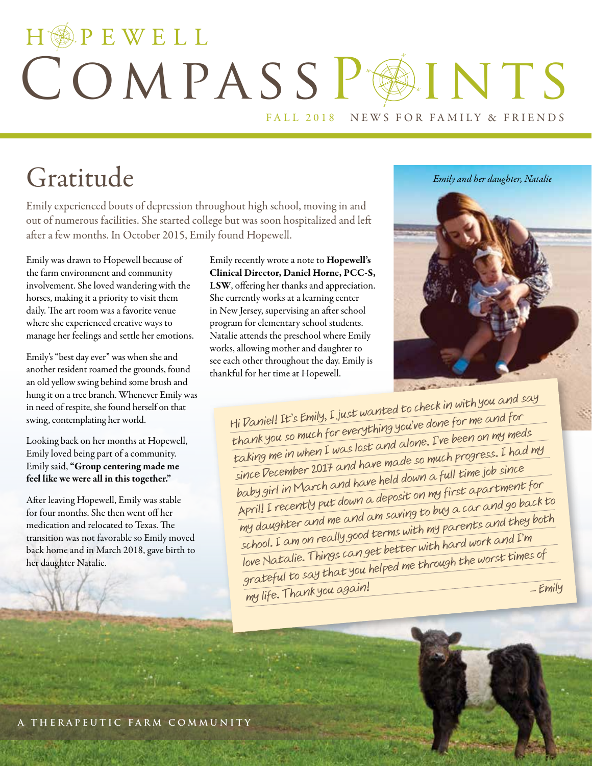# HOPEWELL COMPASS POINTS

FALL 2018 NEWS FOR FAMILY & FRIENDS

## Gratitude

Emily experienced bouts of depression throughout high school, moving in and out of numerous facilities. She started college but was soon hospitalized and left after a few months. In October 2015, Emily found Hopewell.

Emily was drawn to Hopewell because of the farm environment and community involvement. She loved wandering with the horses, making it a priority to visit them daily. The art room was a favorite venue where she experienced creative ways to manage her feelings and settle her emotions.

Emily's "best day ever" was when she and another resident roamed the grounds, found an old yellow swing behind some brush and hung it on a tree branch. Whenever Emily was in need of respite, she found herself on that swing, contemplating her world.

Looking back on her months at Hopewell, Emily loved being part of a community. Emily said, **"Group centering made me feel like we were all in this together."**

After leaving Hopewell, Emily was stable for four months. She then went off her medication and relocated to Texas. The transition was not favorable so Emily moved back home and in March 2018, gave birth to her daughter Natalie.

Emily recently wrote a note to **Hopewell's Clinical Director, Daniel Horne, PCC-S, LSW**, offering her thanks and appreciation. She currently works at a learning center in New Jersey, supervising an after school program for elementary school students. Natalie attends the preschool where Emily works, allowing mother and daughter to see each other throughout the day. Emily is thankful for her time at Hopewell.

*Emily and her daughter, Natalie*

> Hi Daniel! It's Emily, I just wanted to check in with you and say thank you so much for everything you've done for me and for taking me in when I was lost and alone. I've been on my meds since December 2017 and have made so much progress. I had my baby girl in March and have held down a full time job since April! I recently put down a deposit on my first apartment for my daughter and me and am saving to buy a car and go back to school. I am on really good terms with my parents and they both love Natalie. Things can get better with hard work and I'm grateful to say that you helped me through the worst times of my life. Thank you again!
>
> – Emily

A THERAPEUTIC FARM COMMUNITY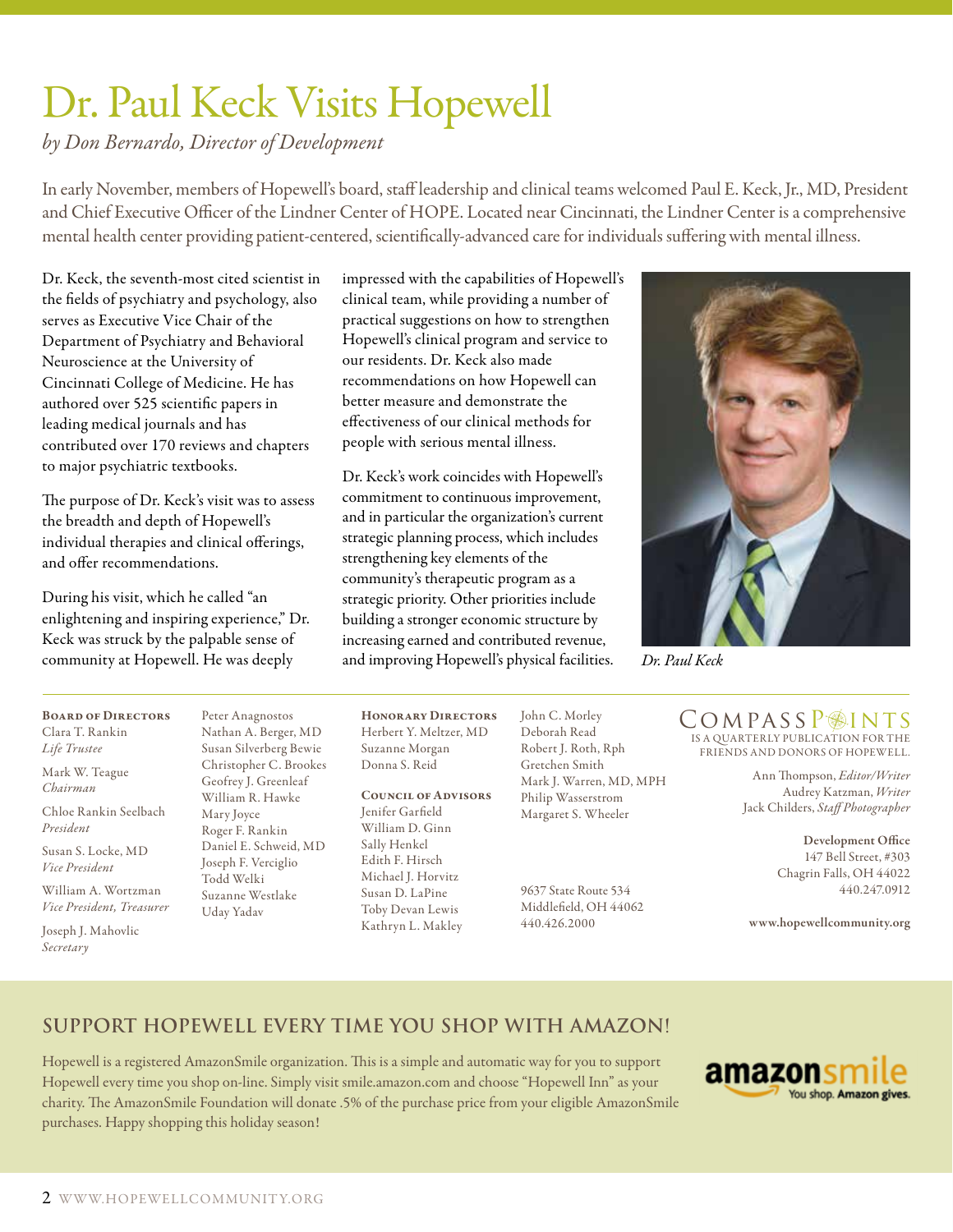# Dr. Paul Keck Visits Hopewell

*by Don Bernardo, Director of Development*

In early November, members of Hopewell's board, staff leadership and clinical teams welcomed Paul E. Keck, Jr., MD, President and Chief Executive Officer of the Lindner Center of HOPE. Located near Cincinnati, the Lindner Center is a comprehensive mental health center providing patient-centered, scientifically-advanced care for individuals suffering with mental illness.

Dr. Keck, the seventh-most cited scientist in the fields of psychiatry and psychology, also serves as Executive Vice Chair of the Department of Psychiatry and Behavioral Neuroscience at the University of Cincinnati College of Medicine. He has authored over 525 scientific papers in leading medical journals and has contributed over 170 reviews and chapters to major psychiatric textbooks.

The purpose of Dr. Keck's visit was to assess the breadth and depth of Hopewell's individual therapies and clinical offerings, and offer recommendations.

During his visit, which he called "an enlightening and inspiring experience," Dr. Keck was struck by the palpable sense of community at Hopewell. He was deeply impressed with the capabilities of Hopewell's clinical team, while providing a number of practical suggestions on how to strengthen Hopewell's clinical program and service to our residents. Dr. Keck also made recommendations on how Hopewell can better measure and demonstrate the effectiveness of our clinical methods for people with serious mental illness.

Dr. Keck's work coincides with Hopewell's commitment to continuous improvement, and in particular the organization's current strategic planning process, which includes strengthening key elements of the community's therapeutic program as a strategic priority. Other priorities include building a stronger economic structure by increasing earned and contributed revenue, and improving Hopewell's physical facilities.

*Dr. Paul Keck*

---

**Board of Directors**

Clara T. Rankin
*Life Trustee*

Mark W. Teague
*Chairman*

Chloe Rankin Seelbach
*President*

Susan S. Locke, MD
*Vice President*

William A. Wortzman
*Vice President, Treasurer*

Joseph J. Mahovlic
*Secretary*

Peter Anagnostos
Nathan A. Berger, MD
Susan Silverberg Bewie
Christopher C. Brookes
Geofrey J. Greenleaf
William R. Hawke
Mary Joyce
Roger F. Rankin
Daniel E. Schweid, MD
Joseph F. Verciglio
Todd Welki
Suzanne Westlake
Uday Yadav

**Honorary Directors**

Herbert Y. Meltzer, MD
Suzanne Morgan
Donna S. Reid

**Council of Advisors**

Jenifer Garfield
William D. Ginn
Sally Henkel
Edith F. Hirsch
Michael J. Horvitz
Susan D. LaPine
Toby Devan Lewis
Kathryn L. Makley
John C. Morley
Deborah Read
Robert J. Roth, Rph
Gretchen Smith
Mark J. Warren, MD, MPH
Philip Wasserstrom
Margaret S. Wheeler

9637 State Route 534
Middlefield, OH 44062
440.426.2000

**COMPASS POINTS** IS A QUARTERLY PUBLICATION FOR THE FRIENDS AND DONORS OF HOPEWELL.

Ann Thompson, *Editor/Writer*
Audrey Katzman, *Writer*
Jack Childers, *Staff Photographer*

**Development Office**
147 Bell Street, #303
Chagrin Falls, OH 44022
440.247.0912

**www.hopewellcommunity.org**

---

## SUPPORT HOPEWELL EVERY TIME YOU SHOP WITH AMAZON!

Hopewell is a registered AmazonSmile organization. This is a simple and automatic way for you to support Hopewell every time you shop on-line. Simply visit smile.amazon.com and choose "Hopewell Inn" as your charity. The AmazonSmile Foundation will donate .5% of the purchase price from your eligible AmazonSmile purchases. Happy shopping this holiday season!

amazonsmile — You shop. Amazon gives.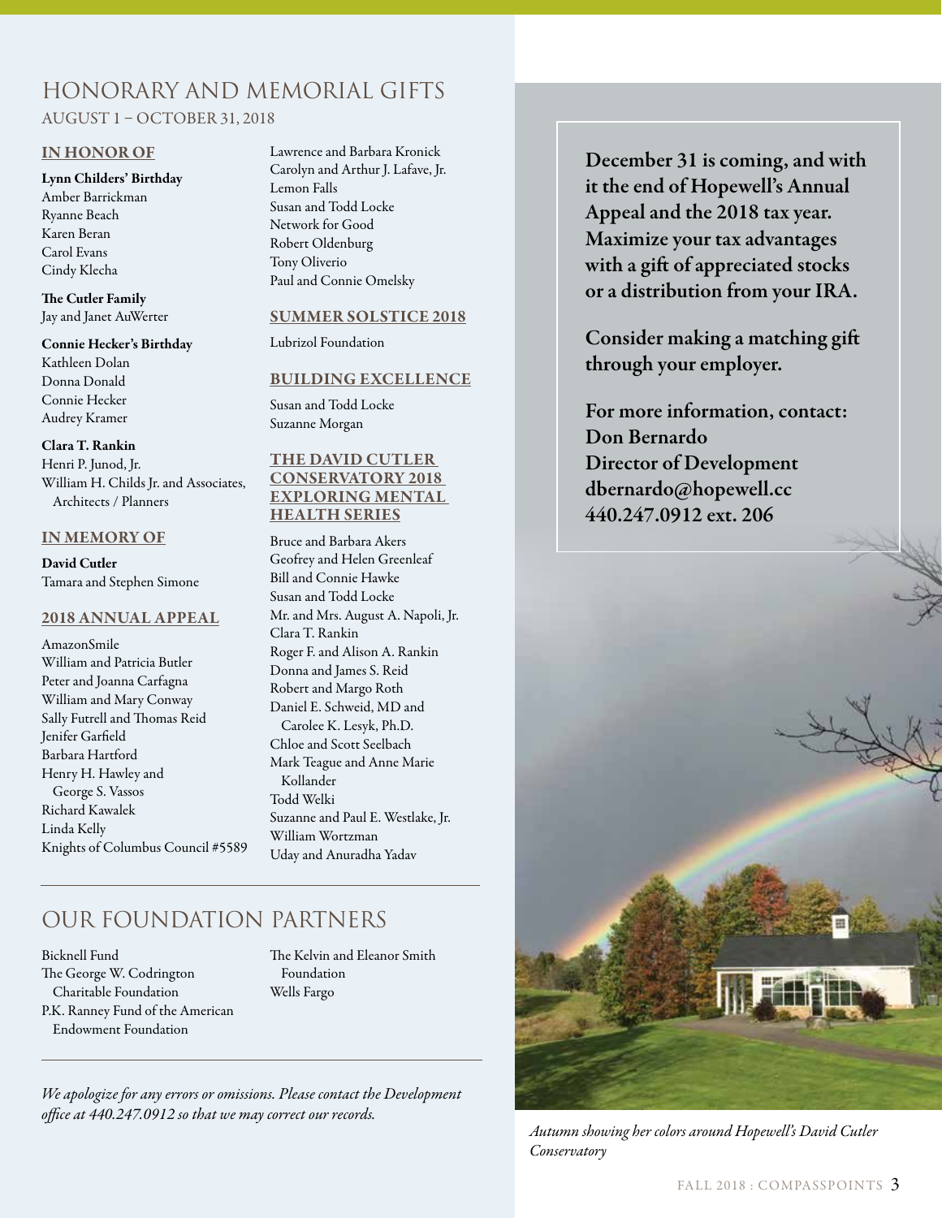# HONORARY AND MEMORIAL GIFTS

AUGUST 1 – OCTOBER 31, 2018

## IN HONOR OF

**Lynn Childers' Birthday**
Amber Barrickman
Ryanne Beach
Karen Beran
Carol Evans
Cindy Klecha

**The Cutler Family**
Jay and Janet AuWerter

**Connie Hecker's Birthday**
Kathleen Dolan
Donna Donald
Connie Hecker
Audrey Kramer

**Clara T. Rankin**
Henri P. Junod, Jr.
William H. Childs Jr. and Associates, Architects / Planners

## IN MEMORY OF

**David Cutler**
Tamara and Stephen Simone

## 2018 ANNUAL APPEAL

AmazonSmile
William and Patricia Butler
Peter and Joanna Carfagna
William and Mary Conway
Sally Futrell and Thomas Reid
Jenifer Garfield
Barbara Hartford
Henry H. Hawley and George S. Vassos
Richard Kawalek
Linda Kelly
Knights of Columbus Council #5589
Lawrence and Barbara Kronick
Carolyn and Arthur J. Lafave, Jr.
Lemon Falls
Susan and Todd Locke
Network for Good
Robert Oldenburg
Tony Oliverio
Paul and Connie Omelsky

## SUMMER SOLSTICE 2018

Lubrizol Foundation

## BUILDING EXCELLENCE

Susan and Todd Locke
Suzanne Morgan

## THE DAVID CUTLER CONSERVATORY 2018 EXPLORING MENTAL HEALTH SERIES

Bruce and Barbara Akers
Geofrey and Helen Greenleaf
Bill and Connie Hawke
Susan and Todd Locke
Mr. and Mrs. August A. Napoli, Jr.
Clara T. Rankin
Roger F. and Alison A. Rankin
Donna and James S. Reid
Robert and Margo Roth
Daniel E. Schweid, MD and Carolee K. Lesyk, Ph.D.
Chloe and Scott Seelbach
Mark Teague and Anne Marie Kollander
Todd Welki
Suzanne and Paul E. Westlake, Jr.
William Wortzman
Uday and Anuradha Yadav

# OUR FOUNDATION PARTNERS

Bicknell Fund
The George W. Codrington Charitable Foundation
P.K. Ranney Fund of the American Endowment Foundation
The Kelvin and Eleanor Smith Foundation
Wells Fargo

*We apologize for any errors or omissions. Please contact the Development office at 440.247.0912 so that we may correct our records.*

**December 31 is coming, and with it the end of Hopewell's Annual Appeal and the 2018 tax year. Maximize your tax advantages with a gift of appreciated stocks or a distribution from your IRA.**

**Consider making a matching gift through your employer.**

**For more information, contact:**
**Don Bernardo**
**Director of Development**
**dbernardo@hopewell.cc**
**440.247.0912 ext. 206**

*Autumn showing her colors around Hopewell's David Cutler Conservatory*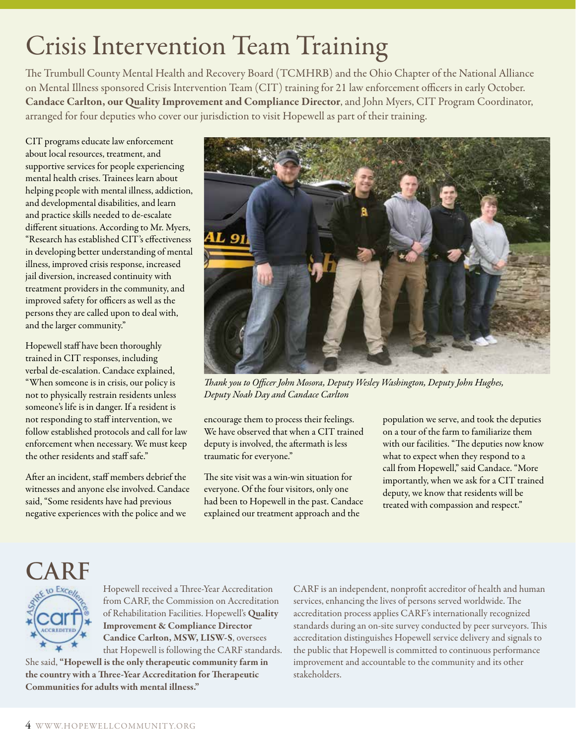# Crisis Intervention Team Training

The Trumbull County Mental Health and Recovery Board (TCMHRB) and the Ohio Chapter of the National Alliance on Mental Illness sponsored Crisis Intervention Team (CIT) training for 21 law enforcement officers in early October. **Candace Carlton, our Quality Improvement and Compliance Director**, and John Myers, CIT Program Coordinator, arranged for four deputies who cover our jurisdiction to visit Hopewell as part of their training.

CIT programs educate law enforcement about local resources, treatment, and supportive services for people experiencing mental health crises. Trainees learn about helping people with mental illness, addiction, and developmental disabilities, and learn and practice skills needed to de-escalate different situations. According to Mr. Myers, "Research has established CIT's effectiveness in developing better understanding of mental illness, improved crisis response, increased jail diversion, increased continuity with treatment providers in the community, and improved safety for officers as well as the persons they are called upon to deal with, and the larger community."

Hopewell staff have been thoroughly trained in CIT responses, including verbal de-escalation. Candace explained, "When someone is in crisis, our policy is not to physically restrain residents unless someone's life is in danger. If a resident is not responding to staff intervention, we follow established protocols and call for law enforcement when necessary. We must keep the other residents and staff safe."

After an incident, staff members debrief the witnesses and anyone else involved. Candace said, "Some residents have had previous negative experiences with the police and we encourage them to process their feelings. We have observed that when a CIT trained deputy is involved, the aftermath is less traumatic for everyone."

*Thank you to Officer John Mosora, Deputy Wesley Washington, Deputy John Hughes, Deputy Noah Day and Candace Carlton*

The site visit was a win-win situation for everyone. Of the four visitors, only one had been to Hopewell in the past. Candace explained our treatment approach and the population we serve, and took the deputies on a tour of the farm to familiarize them with our facilities. "The deputies now know what to expect when they respond to a call from Hopewell," said Candace. "More importantly, when we ask for a CIT trained deputy, we know that residents will be treated with compassion and respect."

# CARF

Hopewell received a Three-Year Accreditation from CARF, the Commission on Accreditation of Rehabilitation Facilities. Hopewell's **Quality Improvement & Compliance Director Candice Carlton, MSW, LISW-S**, oversees that Hopewell is following the CARF standards. She said, **"Hopewell is the only therapeutic community farm in the country with a Three-Year Accreditation for Therapeutic Communities for adults with mental illness."**

CARF is an independent, nonprofit accreditor of health and human services, enhancing the lives of persons served worldwide. The accreditation process applies CARF's internationally recognized standards during an on-site survey conducted by peer surveyors. This accreditation distinguishes Hopewell service delivery and signals to the public that Hopewell is committed to continuous performance improvement and accountable to the community and its other stakeholders.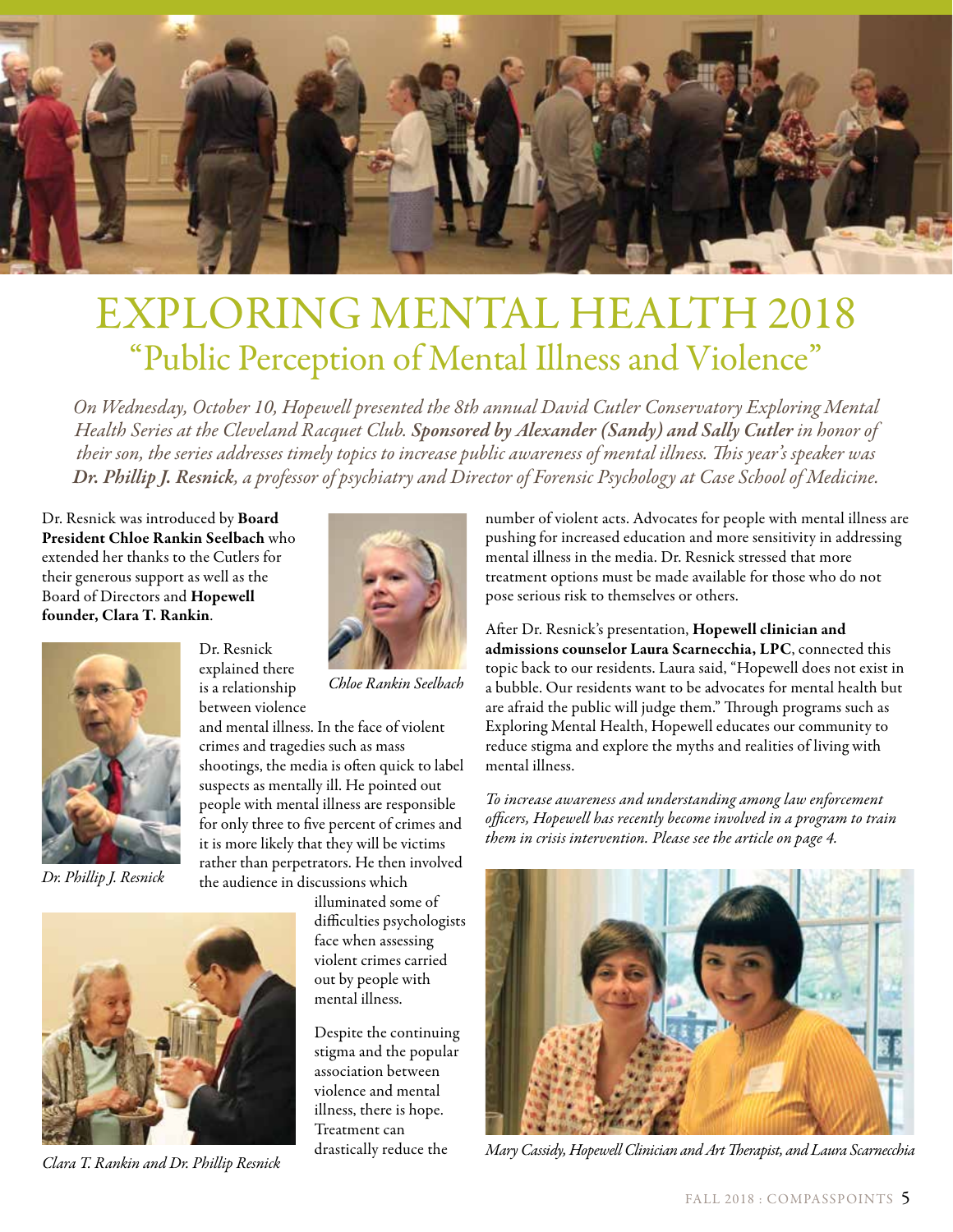# EXPLORING MENTAL HEALTH 2018

## "Public Perception of Mental Illness and Violence"

*On Wednesday, October 10, Hopewell presented the 8th annual David Cutler Conservatory Exploring Mental Health Series at the Cleveland Racquet Club.* ***Sponsored by Alexander (Sandy) and Sally Cutler*** *in honor of their son, the series addresses timely topics to increase public awareness of mental illness. This year's speaker was* ***Dr. Phillip J. Resnick****, a professor of psychiatry and Director of Forensic Psychology at Case School of Medicine.*

Dr. Resnick was introduced by **Board President Chloe Rankin Seelbach** who extended her thanks to the Cutlers for their generous support as well as the Board of Directors and **Hopewell founder, Clara T. Rankin**.

*Chloe Rankin Seelbach*

*Dr. Phillip J. Resnick*

Dr. Resnick explained there is a relationship between violence and mental illness. In the face of violent crimes and tragedies such as mass shootings, the media is often quick to label suspects as mentally ill. He pointed out people with mental illness are responsible for only three to five percent of crimes and it is more likely that they will be victims rather than perpetrators. He then involved the audience in discussions which illuminated some of difficulties psychologists face when assessing violent crimes carried out by people with mental illness.

*Clara T. Rankin and Dr. Phillip Resnick*

Despite the continuing stigma and the popular association between violence and mental illness, there is hope. Treatment can drastically reduce the number of violent acts. Advocates for people with mental illness are pushing for increased education and more sensitivity in addressing mental illness in the media. Dr. Resnick stressed that more treatment options must be made available for those who do not pose serious risk to themselves or others.

After Dr. Resnick's presentation, **Hopewell clinician and admissions counselor Laura Scarnecchia, LPC**, connected this topic back to our residents. Laura said, "Hopewell does not exist in a bubble. Our residents want to be advocates for mental health but are afraid the public will judge them." Through programs such as Exploring Mental Health, Hopewell educates our community to reduce stigma and explore the myths and realities of living with mental illness.

*To increase awareness and understanding among law enforcement officers, Hopewell has recently become involved in a program to train them in crisis intervention. Please see the article on page 4.*

*Mary Cassidy, Hopewell Clinician and Art Therapist, and Laura Scarnecchia*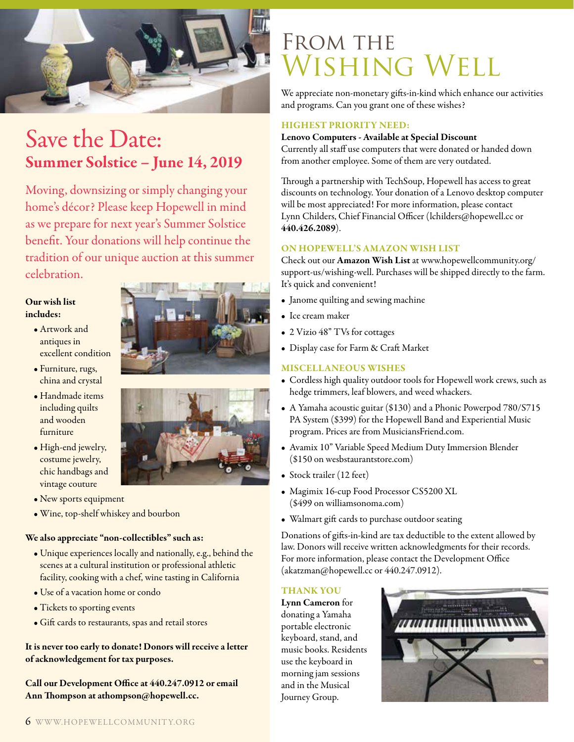# Save the Date:

## Summer Solstice – June 14, 2019

Moving, downsizing or simply changing your home's décor? Please keep Hopewell in mind as we prepare for next year's Summer Solstice benefit. Your donations will help continue the tradition of our unique auction at this summer celebration.

**Our wish list includes:**

- Artwork and antiques in excellent condition
- Furniture, rugs, china and crystal
- Handmade items including quilts and wooden furniture
- High-end jewelry, costume jewelry, chic handbags and vintage couture
- New sports equipment
- Wine, top-shelf whiskey and bourbon

**We also appreciate "non-collectibles" such as:**

- Unique experiences locally and nationally, e.g., behind the scenes at a cultural institution or professional athletic facility, cooking with a chef, wine tasting in California
- Use of a vacation home or condo
- Tickets to sporting events
- Gift cards to restaurants, spas and retail stores

**It is never too early to donate! Donors will receive a letter of acknowledgement for tax purposes.**

**Call our Development Office at 440.247.0912 or email Ann Thompson at athompson@hopewell.cc.**

# From the Wishing Well

We appreciate non-monetary gifts-in-kind which enhance our activities and programs. Can you grant one of these wishes?

### HIGHEST PRIORITY NEED:

**Lenovo Computers - Available at Special Discount**
Currently all staff use computers that were donated or handed down from another employee. Some of them are very outdated.

Through a partnership with TechSoup, Hopewell has access to great discounts on technology. Your donation of a Lenovo desktop computer will be most appreciated! For more information, please contact Lynn Childers, Chief Financial Officer (lchilders@hopewell.cc or **440.426.2089**).

### ON HOPEWELL'S AMAZON WISH LIST

Check out our **Amazon Wish List** at www.hopewellcommunity.org/support-us/wishing-well. Purchases will be shipped directly to the farm. It's quick and convenient!

- Janome quilting and sewing machine
- Ice cream maker
- 2 Vizio 48" TVs for cottages
- Display case for Farm & Craft Market

### MISCELLANEOUS WISHES

- Cordless high quality outdoor tools for Hopewell work crews, such as hedge trimmers, leaf blowers, and weed whackers.
- A Yamaha acoustic guitar ($130) and a Phonic Powerpod 780/S715 PA System ($399) for the Hopewell Band and Experiential Music program. Prices are from MusiciansFriend.com.
- Avamix 10" Variable Speed Medium Duty Immersion Blender ($150 on wesbstaurantstore.com)
- Stock trailer (12 feet)
- Magimix 16-cup Food Processor CS5200 XL ($499 on williamsonoma.com)
- Walmart gift cards to purchase outdoor seating

Donations of gifts-in-kind are tax deductible to the extent allowed by law. Donors will receive written acknowledgments for their records. For more information, please contact the Development Office (akatzman@hopewell.cc or 440.247.0912).

### THANK YOU

**Lynn Cameron** for donating a Yamaha portable electronic keyboard, stand, and music books. Residents use the keyboard in morning jam sessions and in the Musical Journey Group.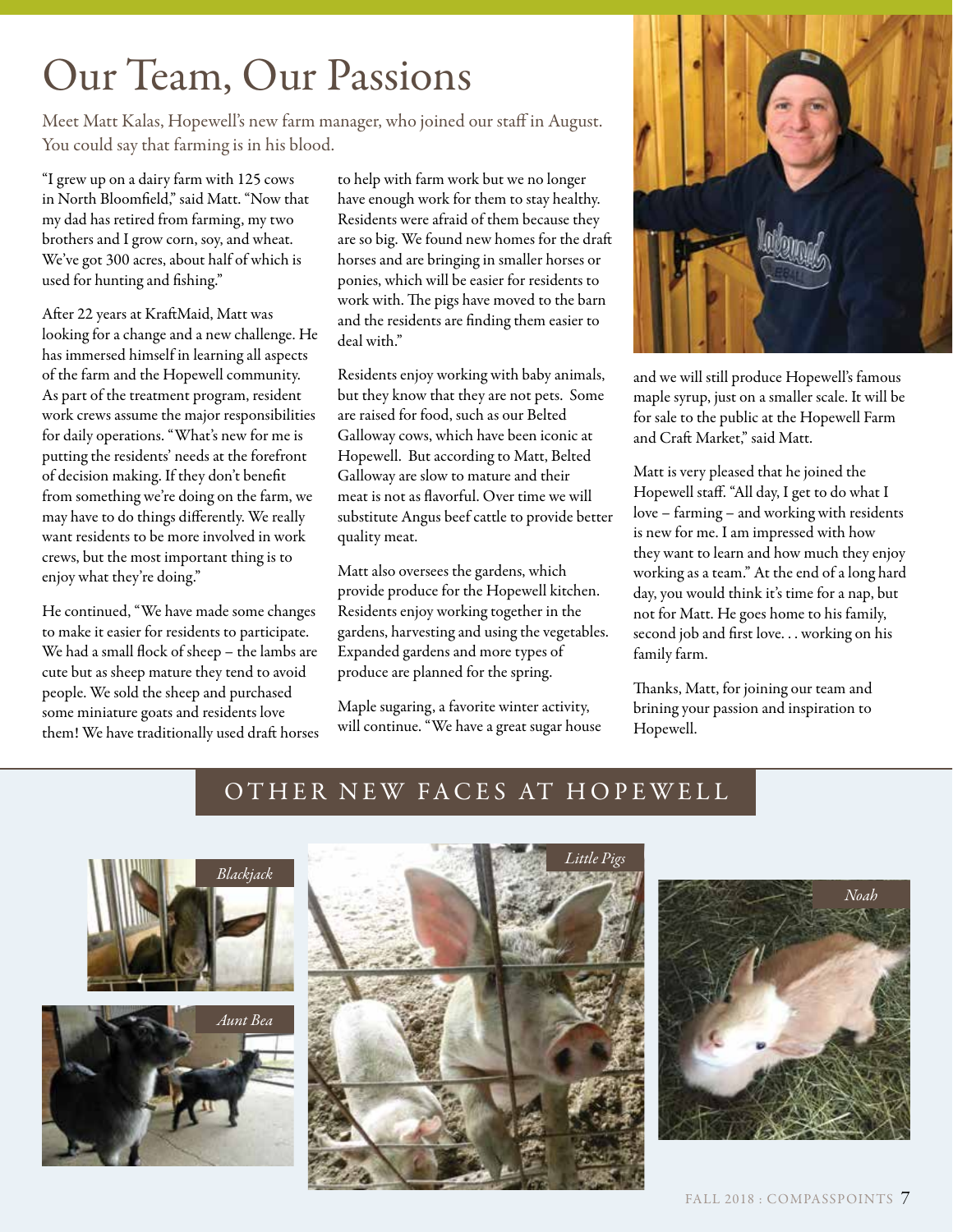# Our Team, Our Passions

Meet Matt Kalas, Hopewell's new farm manager, who joined our staff in August. You could say that farming is in his blood.

"I grew up on a dairy farm with 125 cows in North Bloomfield," said Matt. "Now that my dad has retired from farming, my two brothers and I grow corn, soy, and wheat. We've got 300 acres, about half of which is used for hunting and fishing."

After 22 years at KraftMaid, Matt was looking for a change and a new challenge. He has immersed himself in learning all aspects of the farm and the Hopewell community. As part of the treatment program, resident work crews assume the major responsibilities for daily operations. "What's new for me is putting the residents' needs at the forefront of decision making. If they don't benefit from something we're doing on the farm, we may have to do things differently. We really want residents to be more involved in work crews, but the most important thing is to enjoy what they're doing."

He continued, "We have made some changes to make it easier for residents to participate. We had a small flock of sheep – the lambs are cute but as sheep mature they tend to avoid people. We sold the sheep and purchased some miniature goats and residents love them! We have traditionally used draft horses to help with farm work but we no longer have enough work for them to stay healthy. Residents were afraid of them because they are so big. We found new homes for the draft horses and are bringing in smaller horses or ponies, which will be easier for residents to work with. The pigs have moved to the barn and the residents are finding them easier to deal with."

Residents enjoy working with baby animals, but they know that they are not pets. Some are raised for food, such as our Belted Galloway cows, which have been iconic at Hopewell. But according to Matt, Belted Galloway are slow to mature and their meat is not as flavorful. Over time we will substitute Angus beef cattle to provide better quality meat.

Matt also oversees the gardens, which provide produce for the Hopewell kitchen. Residents enjoy working together in the gardens, harvesting and using the vegetables. Expanded gardens and more types of produce are planned for the spring.

Maple sugaring, a favorite winter activity, will continue. "We have a great sugar house and we will still produce Hopewell's famous maple syrup, just on a smaller scale. It will be for sale to the public at the Hopewell Farm and Craft Market," said Matt.

Matt is very pleased that he joined the Hopewell staff. "All day, I get to do what I love – farming – and working with residents is new for me. I am impressed with how they want to learn and how much they enjoy working as a team." At the end of a long hard day, you would think it's time for a nap, but not for Matt. He goes home to his family, second job and first love. . . working on his family farm.

Thanks, Matt, for joining our team and brining your passion and inspiration to Hopewell.

## OTHER NEW FACES AT HOPEWELL

*Blackjack*

*Aunt Bea*

*Little Pigs*

*Noah*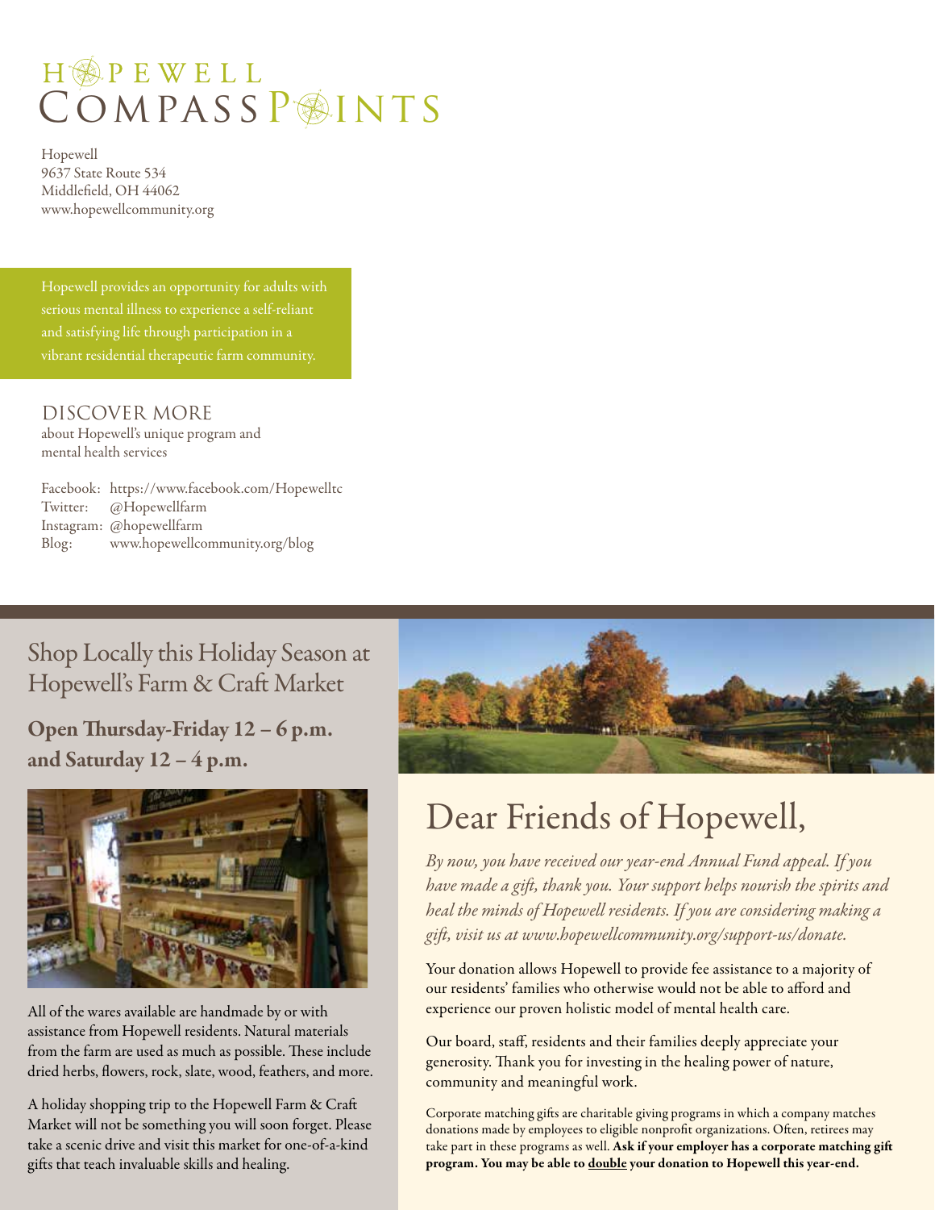# HOPEWELL COMPASS POINTS

Hopewell
9637 State Route 534
Middlefield, OH 44062
www.hopewellcommunity.org

Hopewell provides an opportunity for adults with serious mental illness to experience a self-reliant and satisfying life through participation in a vibrant residential therapeutic farm community.

## DISCOVER MORE

about Hopewell's unique program and mental health services

Facebook: https://www.facebook.com/Hopewelltc
Twitter: @Hopewellfarm
Instagram: @hopewellfarm
Blog: www.hopewellcommunity.org/blog

## Shop Locally this Holiday Season at Hopewell's Farm & Craft Market

**Open Thursday-Friday 12 – 6 p.m. and Saturday 12 – 4 p.m.**

All of the wares available are handmade by or with assistance from Hopewell residents. Natural materials from the farm are used as much as possible. These include dried herbs, flowers, rock, slate, wood, feathers, and more.

A holiday shopping trip to the Hopewell Farm & Craft Market will not be something you will soon forget. Please take a scenic drive and visit this market for one-of-a-kind gifts that teach invaluable skills and healing.

## Dear Friends of Hopewell,

*By now, you have received our year-end Annual Fund appeal. If you have made a gift, thank you. Your support helps nourish the spirits and heal the minds of Hopewell residents. If you are considering making a gift, visit us at www.hopewellcommunity.org/support-us/donate.*

Your donation allows Hopewell to provide fee assistance to a majority of our residents' families who otherwise would not be able to afford and experience our proven holistic model of mental health care.

Our board, staff, residents and their families deeply appreciate your generosity. Thank you for investing in the healing power of nature, community and meaningful work.

Corporate matching gifts are charitable giving programs in which a company matches donations made by employees to eligible nonprofit organizations. Often, retirees may take part in these programs as well. **Ask if your employer has a corporate matching gift program. You may be able to double your donation to Hopewell this year-end.**